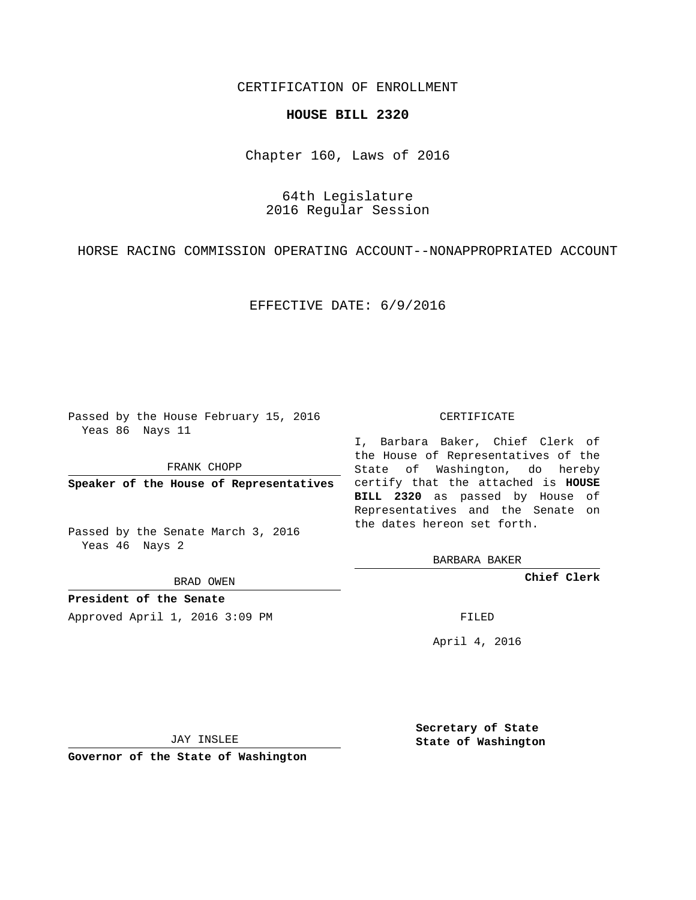CERTIFICATION OF ENROLLMENT

**HOUSE BILL 2320**

Chapter 160, Laws of 2016

64th Legislature
2016 Regular Session

HORSE RACING COMMISSION OPERATING ACCOUNT--NONAPPROPRIATED ACCOUNT

EFFECTIVE DATE: 6/9/2016

Passed by the House February 15, 2016
Yeas 86 Nays 11

FRANK CHOPP

**Speaker of the House of Representatives**

Passed by the Senate March 3, 2016
Yeas 46 Nays 2

BRAD OWEN

**President of the Senate**

Approved April 1, 2016 3:09 PM

JAY INSLEE

**Governor of the State of Washington**

CERTIFICATE

I, Barbara Baker, Chief Clerk of the House of Representatives of the State of Washington, do hereby certify that the attached is **HOUSE BILL 2320** as passed by House of Representatives and the Senate on the dates hereon set forth.

BARBARA BAKER

**Chief Clerk**

FILED

April 4, 2016

**Secretary of State**
**State of Washington**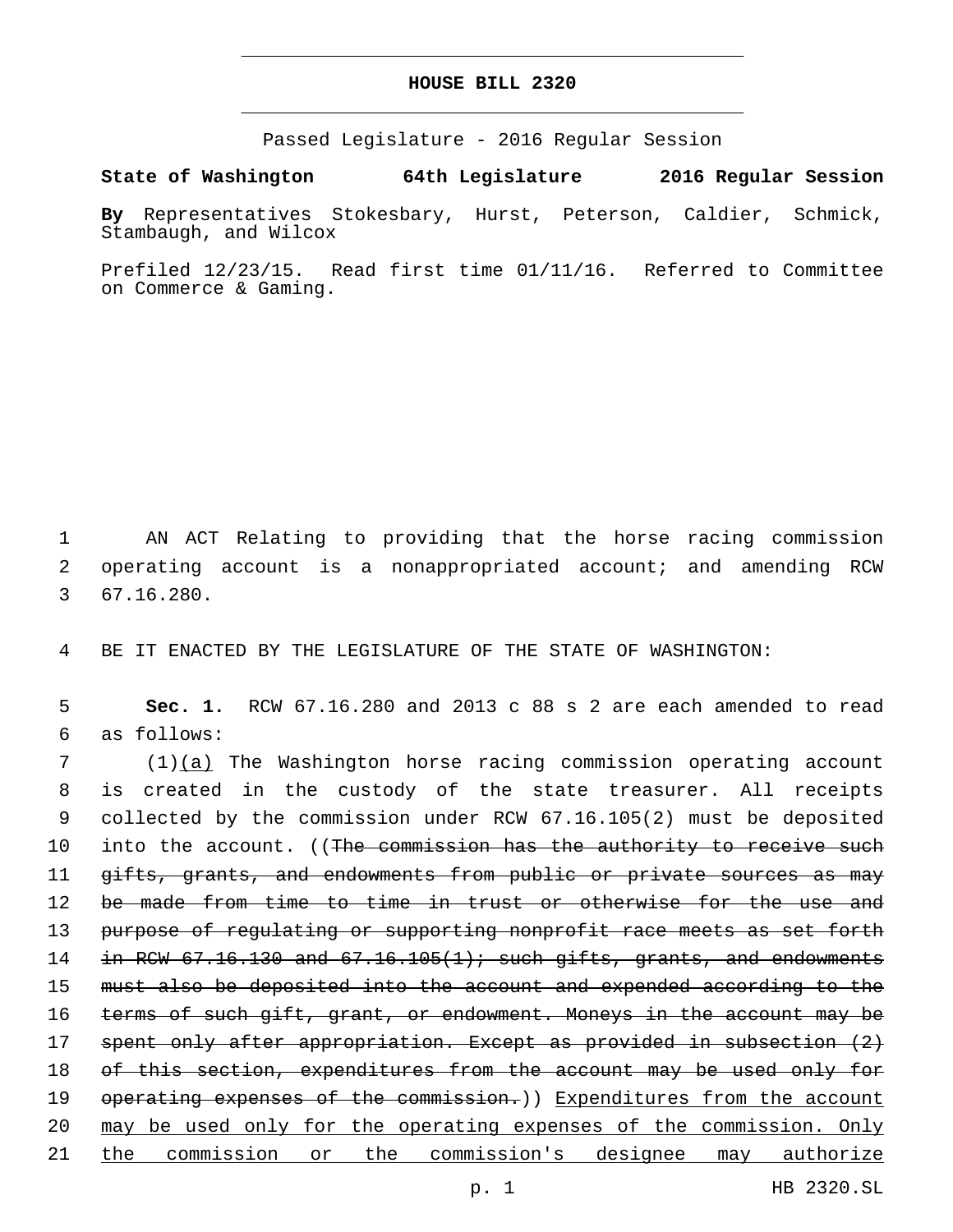# HOUSE BILL 2320

Passed Legislature - 2016 Regular Session

**State of Washington 64th Legislature 2016 Regular Session**

**By** Representatives Stokesbary, Hurst, Peterson, Caldier, Schmick, Stambaugh, and Wilcox

Prefiled 12/23/15. Read first time 01/11/16. Referred to Committee on Commerce & Gaming.

1 AN ACT Relating to providing that the horse racing commission
2 operating account is a nonappropriated account; and amending RCW
3 67.16.280.

4 BE IT ENACTED BY THE LEGISLATURE OF THE STATE OF WASHINGTON:

5 **Sec. 1.** RCW 67.16.280 and 2013 c 88 s 2 are each amended to read
6 as follows:

7 (1)<u>(a)</u> The Washington horse racing commission operating account
8 is created in the custody of the state treasurer. All receipts
9 collected by the commission under RCW 67.16.105(2) must be deposited
10 into the account. ((~~The commission has the authority to receive such~~
11 ~~gifts, grants, and endowments from public or private sources as may~~
12 ~~be made from time to time in trust or otherwise for the use and~~
13 ~~purpose of regulating or supporting nonprofit race meets as set forth~~
14 ~~in RCW 67.16.130 and 67.16.105(1); such gifts, grants, and endowments~~
15 ~~must also be deposited into the account and expended according to the~~
16 ~~terms of such gift, grant, or endowment. Moneys in the account may be~~
17 ~~spent only after appropriation. Except as provided in subsection (2)~~
18 ~~of this section, expenditures from the account may be used only for~~
19 ~~operating expenses of the commission.~~)) <u>Expenditures from the account</u>
20 <u>may be used only for the operating expenses of the commission. Only</u>
21 <u>the commission or the commission's designee may authorize</u>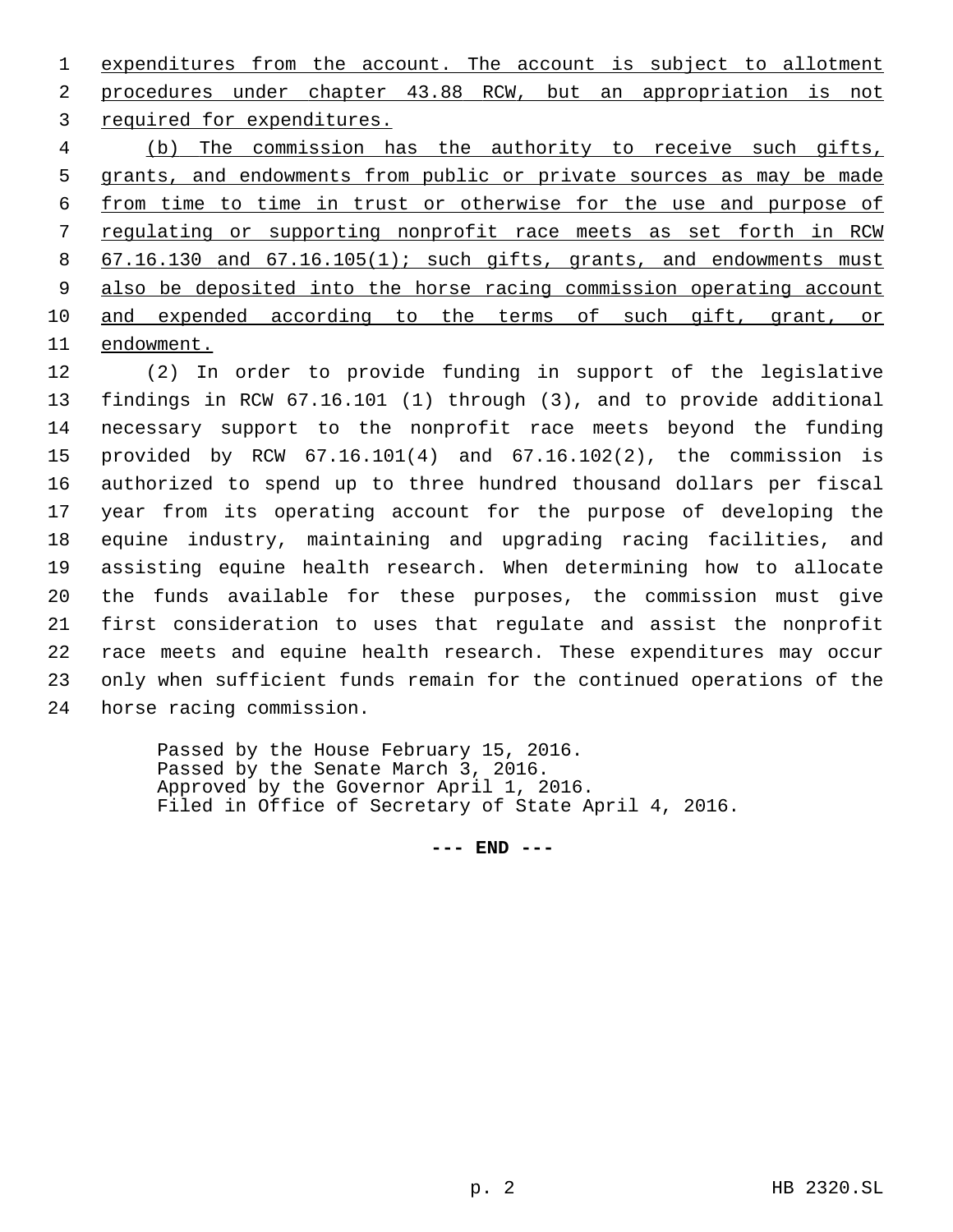expenditures from the account. The account is subject to allotment procedures under chapter 43.88 RCW, but an appropriation is not required for expenditures.

(b) The commission has the authority to receive such gifts, grants, and endowments from public or private sources as may be made from time to time in trust or otherwise for the use and purpose of regulating or supporting nonprofit race meets as set forth in RCW 67.16.130 and 67.16.105(1); such gifts, grants, and endowments must also be deposited into the horse racing commission operating account and expended according to the terms of such gift, grant, or endowment.

(2) In order to provide funding in support of the legislative findings in RCW 67.16.101 (1) through (3), and to provide additional necessary support to the nonprofit race meets beyond the funding provided by RCW 67.16.101(4) and 67.16.102(2), the commission is authorized to spend up to three hundred thousand dollars per fiscal year from its operating account for the purpose of developing the equine industry, maintaining and upgrading racing facilities, and assisting equine health research. When determining how to allocate the funds available for these purposes, the commission must give first consideration to uses that regulate and assist the nonprofit race meets and equine health research. These expenditures may occur only when sufficient funds remain for the continued operations of the horse racing commission.

Passed by the House February 15, 2016.
Passed by the Senate March 3, 2016.
Approved by the Governor April 1, 2016.
Filed in Office of Secretary of State April 4, 2016.

**--- END ---**